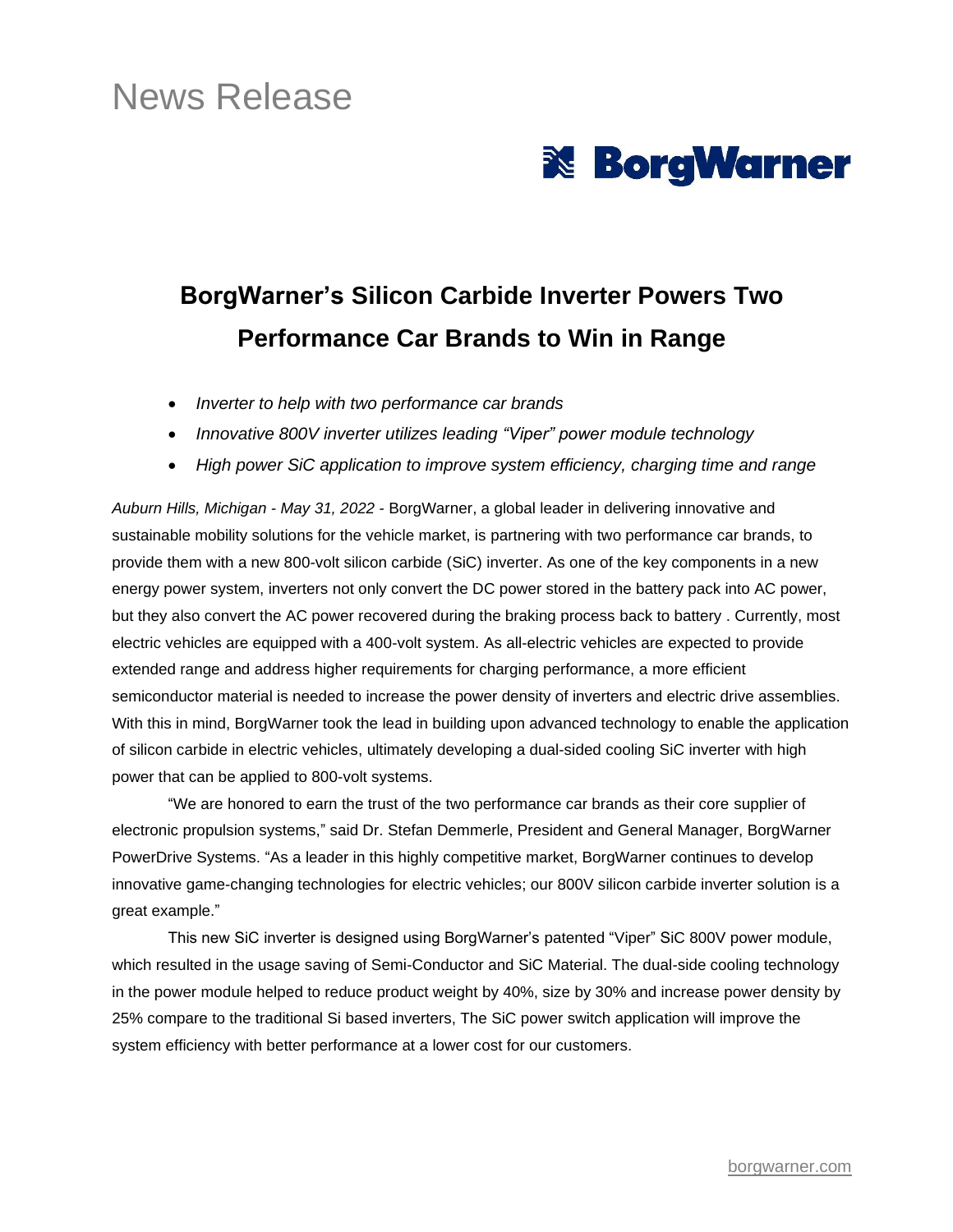# News Release

BorgWarner

## BorgWarner's Silicon Carbide Inverter Powers Two Performance Car Brands to Win in Range

- *Inverter to help with two performance car brands*
- *Innovative 800V inverter utilizes leading "Viper" power module technology*
- *High power SiC application to improve system efficiency, charging time and range*

*Auburn Hills, Michigan - May 31, 2022* - BorgWarner, a global leader in delivering innovative and sustainable mobility solutions for the vehicle market, is partnering with two performance car brands, to provide them with a new 800-volt silicon carbide (SiC) inverter. As one of the key components in a new energy power system, inverters not only convert the DC power stored in the battery pack into AC power, but they also convert the AC power recovered during the braking process back to battery . Currently, most electric vehicles are equipped with a 400-volt system. As all-electric vehicles are expected to provide extended range and address higher requirements for charging performance, a more efficient semiconductor material is needed to increase the power density of inverters and electric drive assemblies. With this in mind, BorgWarner took the lead in building upon advanced technology to enable the application of silicon carbide in electric vehicles, ultimately developing a dual-sided cooling SiC inverter with high power that can be applied to 800-volt systems.

"We are honored to earn the trust of the two performance car brands as their core supplier of electronic propulsion systems," said Dr. Stefan Demmerle, President and General Manager, BorgWarner PowerDrive Systems. "As a leader in this highly competitive market, BorgWarner continues to develop innovative game-changing technologies for electric vehicles; our 800V silicon carbide inverter solution is a great example."

This new SiC inverter is designed using BorgWarner's patented "Viper" SiC 800V power module, which resulted in the usage saving of Semi-Conductor and SiC Material. The dual-side cooling technology in the power module helped to reduce product weight by 40%, size by 30% and increase power density by 25% compare to the traditional Si based inverters, The SiC power switch application will improve the system efficiency with better performance at a lower cost for our customers.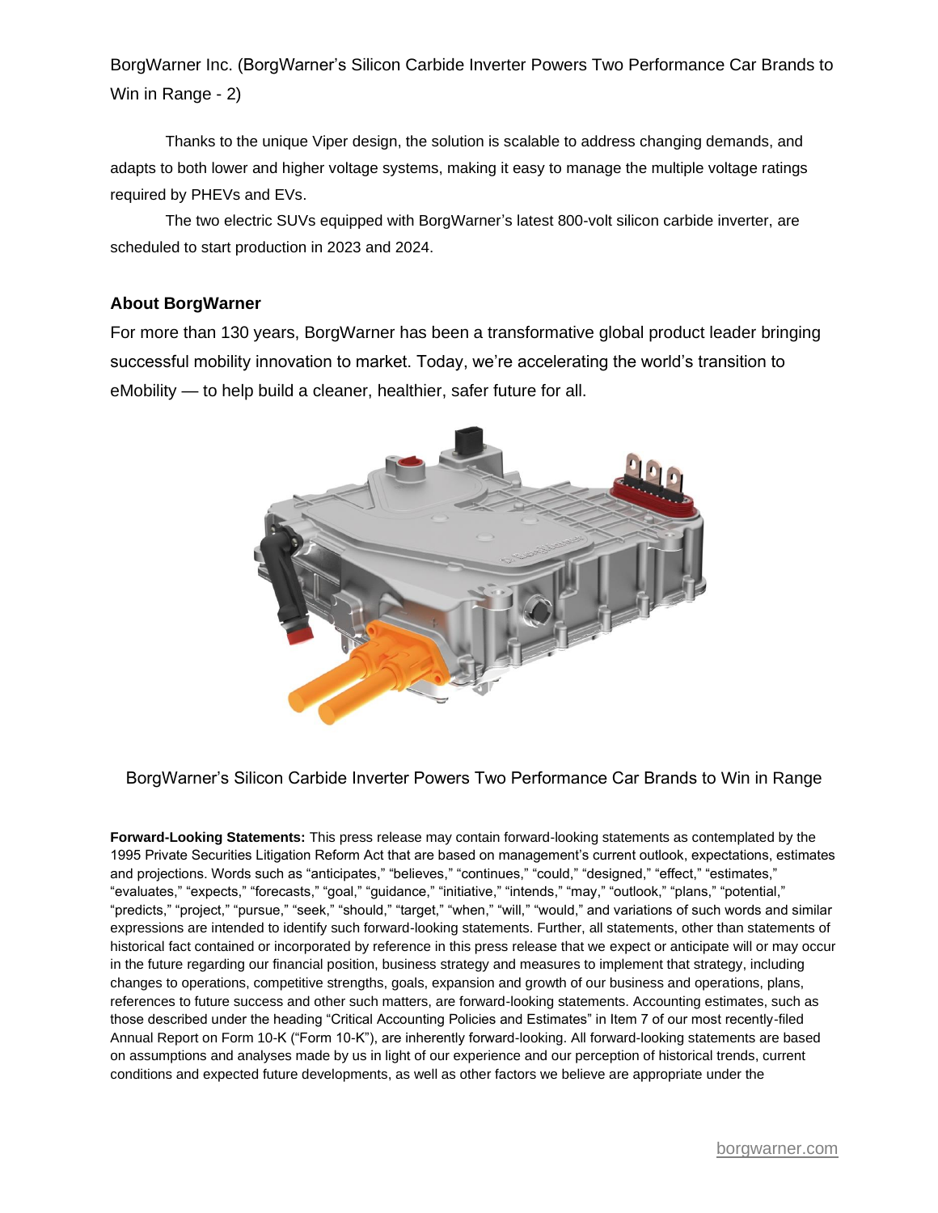BorgWarner Inc. (BorgWarner's Silicon Carbide Inverter Powers Two Performance Car Brands to Win in Range - 2)

Thanks to the unique Viper design, the solution is scalable to address changing demands, and adapts to both lower and higher voltage systems, making it easy to manage the multiple voltage ratings required by PHEVs and EVs.

The two electric SUVs equipped with BorgWarner's latest 800-volt silicon carbide inverter, are scheduled to start production in 2023 and 2024.

## About BorgWarner

For more than 130 years, BorgWarner has been a transformative global product leader bringing successful mobility innovation to market. Today, we're accelerating the world's transition to eMobility — to help build a cleaner, healthier, safer future for all.

BorgWarner's Silicon Carbide Inverter Powers Two Performance Car Brands to Win in Range

**Forward-Looking Statements:** This press release may contain forward-looking statements as contemplated by the 1995 Private Securities Litigation Reform Act that are based on management's current outlook, expectations, estimates and projections. Words such as "anticipates," "believes," "continues," "could," "designed," "effect," "estimates," "evaluates," "expects," "forecasts," "goal," "guidance," "initiative," "intends," "may," "outlook," "plans," "potential," "predicts," "project," "pursue," "seek," "should," "target," "when," "will," "would," and variations of such words and similar expressions are intended to identify such forward-looking statements. Further, all statements, other than statements of historical fact contained or incorporated by reference in this press release that we expect or anticipate will or may occur in the future regarding our financial position, business strategy and measures to implement that strategy, including changes to operations, competitive strengths, goals, expansion and growth of our business and operations, plans, references to future success and other such matters, are forward-looking statements. Accounting estimates, such as those described under the heading "Critical Accounting Policies and Estimates" in Item 7 of our most recently-filed Annual Report on Form 10-K ("Form 10-K"), are inherently forward-looking. All forward-looking statements are based on assumptions and analyses made by us in light of our experience and our perception of historical trends, current conditions and expected future developments, as well as other factors we believe are appropriate under the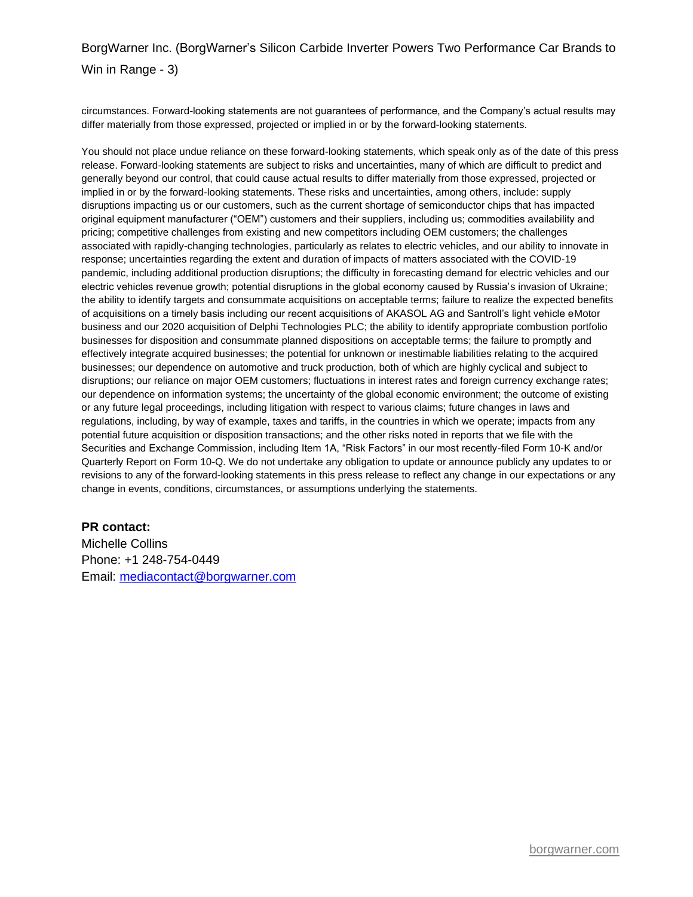circumstances. Forward-looking statements are not guarantees of performance, and the Company's actual results may differ materially from those expressed, projected or implied in or by the forward-looking statements.

You should not place undue reliance on these forward-looking statements, which speak only as of the date of this press release. Forward-looking statements are subject to risks and uncertainties, many of which are difficult to predict and generally beyond our control, that could cause actual results to differ materially from those expressed, projected or implied in or by the forward-looking statements. These risks and uncertainties, among others, include: supply disruptions impacting us or our customers, such as the current shortage of semiconductor chips that has impacted original equipment manufacturer ("OEM") customers and their suppliers, including us; commodities availability and pricing; competitive challenges from existing and new competitors including OEM customers; the challenges associated with rapidly-changing technologies, particularly as relates to electric vehicles, and our ability to innovate in response; uncertainties regarding the extent and duration of impacts of matters associated with the COVID-19 pandemic, including additional production disruptions; the difficulty in forecasting demand for electric vehicles and our electric vehicles revenue growth; potential disruptions in the global economy caused by Russia's invasion of Ukraine; the ability to identify targets and consummate acquisitions on acceptable terms; failure to realize the expected benefits of acquisitions on a timely basis including our recent acquisitions of AKASOL AG and Santroll's light vehicle eMotor business and our 2020 acquisition of Delphi Technologies PLC; the ability to identify appropriate combustion portfolio businesses for disposition and consummate planned dispositions on acceptable terms; the failure to promptly and effectively integrate acquired businesses; the potential for unknown or inestimable liabilities relating to the acquired businesses; our dependence on automotive and truck production, both of which are highly cyclical and subject to disruptions; our reliance on major OEM customers; fluctuations in interest rates and foreign currency exchange rates; our dependence on information systems; the uncertainty of the global economic environment; the outcome of existing or any future legal proceedings, including litigation with respect to various claims; future changes in laws and regulations, including, by way of example, taxes and tariffs, in the countries in which we operate; impacts from any potential future acquisition or disposition transactions; and the other risks noted in reports that we file with the Securities and Exchange Commission, including Item 1A, "Risk Factors" in our most recently-filed Form 10-K and/or Quarterly Report on Form 10-Q. We do not undertake any obligation to update or announce publicly any updates to or revisions to any of the forward-looking statements in this press release to reflect any change in our expectations or any change in events, conditions, circumstances, or assumptions underlying the statements.

**PR contact:**
Michelle Collins
Phone: +1 248-754-0449
Email: mediacontact@borgwarner.com